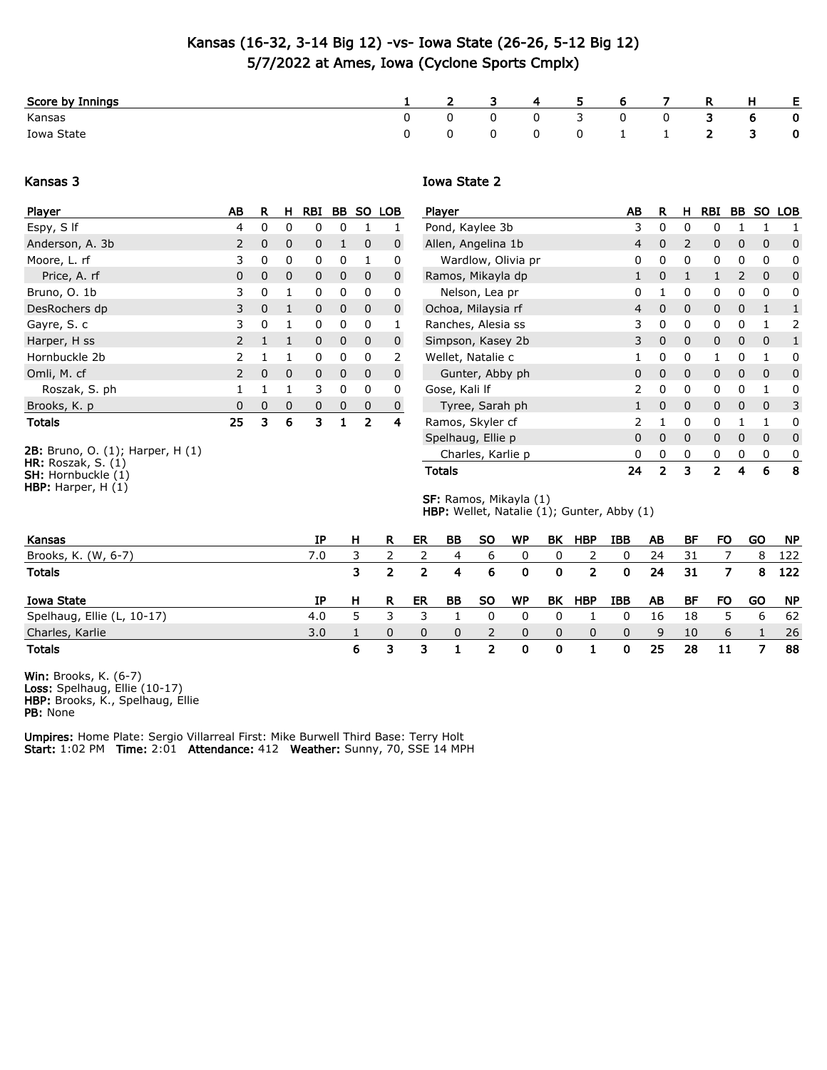# Kansas (16-32, 3-14 Big 12) -vs- Iowa State (26-26, 5-12 Big 12)
## 5/7/2022 at Ames, Iowa (Cyclone Sports Cmplx)

| Score by Innings | 1 | 2 | 3 | 4 | 5 | 6 | 7 | R | H | E |
|---|---|---|---|---|---|---|---|---|---|---|
| Kansas | 0 | 0 | 0 | 0 | 3 | 0 | 0 | **3** | **6** | **0** |
| Iowa State | 0 | 0 | 0 | 0 | 0 | 1 | 1 | **2** | **3** | **0** |

### Kansas 3

| Player | AB | R | H | RBI | BB | SO | LOB |
|---|---|---|---|---|---|---|---|
| Espy, S lf | 4 | 0 | 0 | 0 | 0 | 1 | 1 |
| Anderson, A. 3b | 2 | 0 | 0 | 0 | 1 | 0 | 0 |
| Moore, L. rf | 3 | 0 | 0 | 0 | 0 | 1 | 0 |
| Price, A. rf | 0 | 0 | 0 | 0 | 0 | 0 | 0 |
| Bruno, O. 1b | 3 | 0 | 1 | 0 | 0 | 0 | 0 |
| DesRochers dp | 3 | 0 | 1 | 0 | 0 | 0 | 0 |
| Gayre, S. c | 3 | 0 | 1 | 0 | 0 | 0 | 1 |
| Harper, H ss | 2 | 1 | 1 | 0 | 0 | 0 | 0 |
| Hornbuckle 2b | 2 | 1 | 1 | 0 | 0 | 0 | 2 |
| Omli, M. cf | 2 | 0 | 0 | 0 | 0 | 0 | 0 |
| Roszak, S. ph | 1 | 1 | 1 | 3 | 0 | 0 | 0 |
| Brooks, K. p | 0 | 0 | 0 | 0 | 0 | 0 | 0 |
| **Totals** | **25** | **3** | **6** | **3** | **1** | **2** | **4** |

**2B:** Bruno, O. (1); Harper, H (1)
**HR:** Roszak, S. (1)
**SH:** Hornbuckle (1)
**HBP:** Harper, H (1)

### Iowa State 2

| Player | AB | R | H | RBI | BB | SO | LOB |
|---|---|---|---|---|---|---|---|
| Pond, Kaylee 3b | 3 | 0 | 0 | 0 | 1 | 1 | 1 |
| Allen, Angelina 1b | 4 | 0 | 2 | 0 | 0 | 0 | 0 |
| Wardlow, Olivia pr | 0 | 0 | 0 | 0 | 0 | 0 | 0 |
| Ramos, Mikayla dp | 1 | 0 | 1 | 1 | 2 | 0 | 0 |
| Nelson, Lea pr | 0 | 1 | 0 | 0 | 0 | 0 | 0 |
| Ochoa, Milaysia rf | 4 | 0 | 0 | 0 | 0 | 1 | 1 |
| Ranches, Alesia ss | 3 | 0 | 0 | 0 | 0 | 1 | 2 |
| Simpson, Kasey 2b | 3 | 0 | 0 | 0 | 0 | 0 | 1 |
| Wellet, Natalie c | 1 | 0 | 0 | 1 | 0 | 1 | 0 |
| Gunter, Abby ph | 0 | 0 | 0 | 0 | 0 | 0 | 0 |
| Gose, Kali lf | 2 | 0 | 0 | 0 | 0 | 1 | 0 |
| Tyree, Sarah ph | 1 | 0 | 0 | 0 | 0 | 0 | 3 |
| Ramos, Skyler cf | 2 | 1 | 0 | 0 | 1 | 1 | 0 |
| Spelhaug, Ellie p | 0 | 0 | 0 | 0 | 0 | 0 | 0 |
| Charles, Karlie p | 0 | 0 | 0 | 0 | 0 | 0 | 0 |
| **Totals** | **24** | **2** | **3** | **2** | **4** | **6** | **8** |

**SF:** Ramos, Mikayla (1)
**HBP:** Wellet, Natalie (1); Gunter, Abby (1)

| Kansas | IP | H | R | ER | BB | SO | WP | BK | HBP | IBB | AB | BF | FO | GO | NP |
|---|---|---|---|---|---|---|---|---|---|---|---|---|---|---|---|
| Brooks, K. (W, 6-7) | 7.0 | 3 | 2 | 2 | 4 | 6 | 0 | 0 | 2 | 0 | 24 | 31 | 7 | 8 | 122 |
| **Totals** | | **3** | **2** | **2** | **4** | **6** | **0** | **0** | **2** | **0** | **24** | **31** | **7** | **8** | **122** |

| Iowa State | IP | H | R | ER | BB | SO | WP | BK | HBP | IBB | AB | BF | FO | GO | NP |
|---|---|---|---|---|---|---|---|---|---|---|---|---|---|---|---|
| Spelhaug, Ellie (L, 10-17) | 4.0 | 5 | 3 | 3 | 1 | 0 | 0 | 0 | 1 | 0 | 16 | 18 | 5 | 6 | 62 |
| Charles, Karlie | 3.0 | 1 | 0 | 0 | 0 | 2 | 0 | 0 | 0 | 0 | 9 | 10 | 6 | 1 | 26 |
| **Totals** | | **6** | **3** | **3** | **1** | **2** | **0** | **0** | **1** | **0** | **25** | **28** | **11** | **7** | **88** |

**Win:** Brooks, K. (6-7)
**Loss:** Spelhaug, Ellie (10-17)
**HBP:** Brooks, K., Spelhaug, Ellie
**PB:** None

**Umpires:** Home Plate: Sergio Villarreal First: Mike Burwell Third Base: Terry Holt
**Start:** 1:02 PM **Time:** 2:01 **Attendance:** 412 **Weather:** Sunny, 70, SSE 14 MPH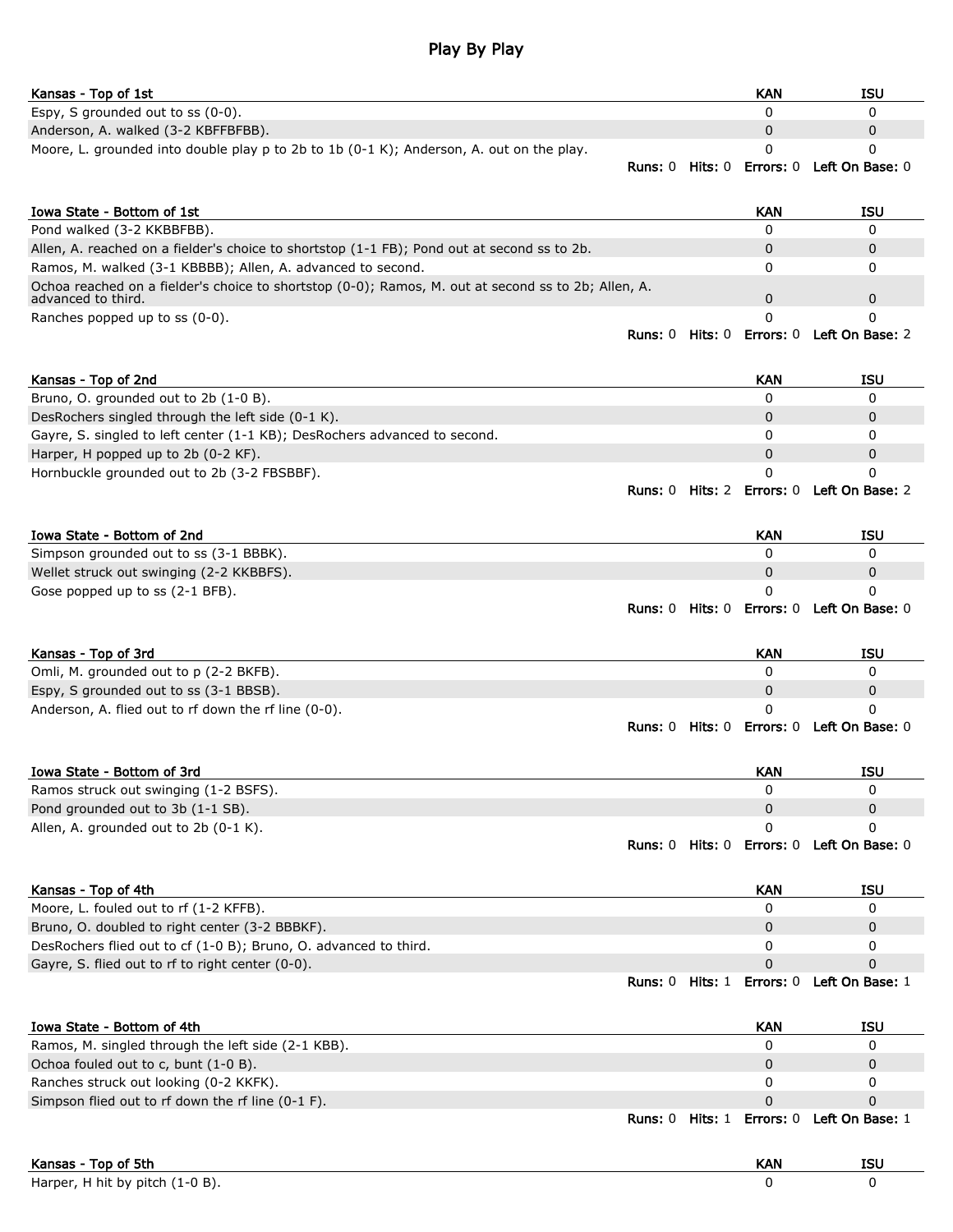# Play By Play

| Kansas - Top of 1st | KAN | ISU |
|---|---|---|
| Espy, S grounded out to ss (0-0). | 0 | 0 |
| Anderson, A. walked (3-2 KBFFBFBB). | 0 | 0 |
| Moore, L. grounded into double play p to 2b to 1b (0-1 K); Anderson, A. out on the play. | 0 | 0 |
| **Runs:** 0 **Hits:** 0 **Errors:** 0 **Left On Base:** 0 | | |

| Iowa State - Bottom of 1st | KAN | ISU |
|---|---|---|
| Pond walked (3-2 KKBBFBB). | 0 | 0 |
| Allen, A. reached on a fielder's choice to shortstop (1-1 FB); Pond out at second ss to 2b. | 0 | 0 |
| Ramos, M. walked (3-1 KBBBB); Allen, A. advanced to second. | 0 | 0 |
| Ochoa reached on a fielder's choice to shortstop (0-0); Ramos, M. out at second ss to 2b; Allen, A. advanced to third. | 0 | 0 |
| Ranches popped up to ss (0-0). | 0 | 0 |
| **Runs:** 0 **Hits:** 0 **Errors:** 0 **Left On Base:** 2 | | |

| Kansas - Top of 2nd | KAN | ISU |
|---|---|---|
| Bruno, O. grounded out to 2b (1-0 B). | 0 | 0 |
| DesRochers singled through the left side (0-1 K). | 0 | 0 |
| Gayre, S. singled to left center (1-1 KB); DesRochers advanced to second. | 0 | 0 |
| Harper, H popped up to 2b (0-2 KF). | 0 | 0 |
| Hornbuckle grounded out to 2b (3-2 FBSBBF). | 0 | 0 |
| **Runs:** 0 **Hits:** 2 **Errors:** 0 **Left On Base:** 2 | | |

| Iowa State - Bottom of 2nd | KAN | ISU |
|---|---|---|
| Simpson grounded out to ss (3-1 BBBK). | 0 | 0 |
| Wellet struck out swinging (2-2 KKBBFS). | 0 | 0 |
| Gose popped up to ss (2-1 BFB). | 0 | 0 |
| **Runs:** 0 **Hits:** 0 **Errors:** 0 **Left On Base:** 0 | | |

| Kansas - Top of 3rd | KAN | ISU |
|---|---|---|
| Omli, M. grounded out to p (2-2 BKFB). | 0 | 0 |
| Espy, S grounded out to ss (3-1 BBSB). | 0 | 0 |
| Anderson, A. flied out to rf down the rf line (0-0). | 0 | 0 |
| **Runs:** 0 **Hits:** 0 **Errors:** 0 **Left On Base:** 0 | | |

| Iowa State - Bottom of 3rd | KAN | ISU |
|---|---|---|
| Ramos struck out swinging (1-2 BSFS). | 0 | 0 |
| Pond grounded out to 3b (1-1 SB). | 0 | 0 |
| Allen, A. grounded out to 2b (0-1 K). | 0 | 0 |
| **Runs:** 0 **Hits:** 0 **Errors:** 0 **Left On Base:** 0 | | |

| Kansas - Top of 4th | KAN | ISU |
|---|---|---|
| Moore, L. fouled out to rf (1-2 KFFB). | 0 | 0 |
| Bruno, O. doubled to right center (3-2 BBBKF). | 0 | 0 |
| DesRochers flied out to cf (1-0 B); Bruno, O. advanced to third. | 0 | 0 |
| Gayre, S. flied out to rf to right center (0-0). | 0 | 0 |
| **Runs:** 0 **Hits:** 1 **Errors:** 0 **Left On Base:** 1 | | |

| Iowa State - Bottom of 4th | KAN | ISU |
|---|---|---|
| Ramos, M. singled through the left side (2-1 KBB). | 0 | 0 |
| Ochoa fouled out to c, bunt (1-0 B). | 0 | 0 |
| Ranches struck out looking (0-2 KKFK). | 0 | 0 |
| Simpson flied out to rf down the rf line (0-1 F). | 0 | 0 |
| **Runs:** 0 **Hits:** 1 **Errors:** 0 **Left On Base:** 1 | | |

| Kansas - Top of 5th | KAN | ISU |
|---|---|---|
| Harper, H hit by pitch (1-0 B). | 0 | 0 |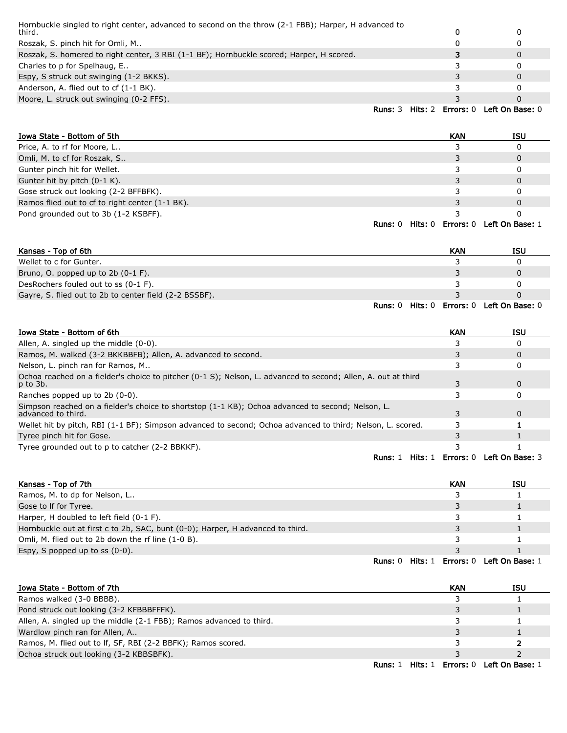| | KAN | ISU |
|---|---|---|
| Hornbuckle singled to right center, advanced to second on the throw (2-1 FBB); Harper, H advanced to third. | 0 | 0 |
| Roszak, S. pinch hit for Omli, M.. | 0 | 0 |
| Roszak, S. homered to right center, 3 RBI (1-1 BF); Hornbuckle scored; Harper, H scored. | **3** | 0 |
| Charles to p for Spelhaug, E.. | 3 | 0 |
| Espy, S struck out swinging (1-2 BKKS). | 3 | 0 |
| Anderson, A. flied out to cf (1-1 BK). | 3 | 0 |
| Moore, L. struck out swinging (0-2 FFS). | 3 | 0 |

**Runs:** 3 **Hits:** 2 **Errors:** 0 **Left On Base:** 0

| Iowa State - Bottom of 5th | KAN | ISU |
|---|---|---|
| Price, A. to rf for Moore, L.. | 3 | 0 |
| Omli, M. to cf for Roszak, S.. | 3 | 0 |
| Gunter pinch hit for Wellet. | 3 | 0 |
| Gunter hit by pitch (0-1 K). | 3 | 0 |
| Gose struck out looking (2-2 BFFBFK). | 3 | 0 |
| Ramos flied out to cf to right center (1-1 BK). | 3 | 0 |
| Pond grounded out to 3b (1-2 KSBFF). | 3 | 0 |

**Runs:** 0 **Hits:** 0 **Errors:** 0 **Left On Base:** 1

| Kansas - Top of 6th | KAN | ISU |
|---|---|---|
| Wellet to c for Gunter. | 3 | 0 |
| Bruno, O. popped up to 2b (0-1 F). | 3 | 0 |
| DesRochers fouled out to ss (0-1 F). | 3 | 0 |
| Gayre, S. flied out to 2b to center field (2-2 BSSBF). | 3 | 0 |

**Runs:** 0 **Hits:** 0 **Errors:** 0 **Left On Base:** 0

| Iowa State - Bottom of 6th | KAN | ISU |
|---|---|---|
| Allen, A. singled up the middle (0-0). | 3 | 0 |
| Ramos, M. walked (3-2 BKKBBFB); Allen, A. advanced to second. | 3 | 0 |
| Nelson, L. pinch ran for Ramos, M.. | 3 | 0 |
| Ochoa reached on a fielder's choice to pitcher (0-1 S); Nelson, L. advanced to second; Allen, A. out at third p to 3b. | 3 | 0 |
| Ranches popped up to 2b (0-0). | 3 | 0 |
| Simpson reached on a fielder's choice to shortstop (1-1 KB); Ochoa advanced to second; Nelson, L. advanced to third. | 3 | 0 |
| Wellet hit by pitch, RBI (1-1 BF); Simpson advanced to second; Ochoa advanced to third; Nelson, L. scored. | 3 | **1** |
| Tyree pinch hit for Gose. | 3 | 1 |
| Tyree grounded out to p to catcher (2-2 BBKKF). | 3 | 1 |

**Runs:** 1 **Hits:** 1 **Errors:** 0 **Left On Base:** 3

| Kansas - Top of 7th | KAN | ISU |
|---|---|---|
| Ramos, M. to dp for Nelson, L.. | 3 | 1 |
| Gose to lf for Tyree. | 3 | 1 |
| Harper, H doubled to left field (0-1 F). | 3 | 1 |
| Hornbuckle out at first c to 2b, SAC, bunt (0-0); Harper, H advanced to third. | 3 | 1 |
| Omli, M. flied out to 2b down the rf line (1-0 B). | 3 | 1 |
| Espy, S popped up to ss (0-0). | 3 | 1 |

**Runs:** 0 **Hits:** 1 **Errors:** 0 **Left On Base:** 1

| Iowa State - Bottom of 7th | KAN | ISU |
|---|---|---|
| Ramos walked (3-0 BBBB). | 3 | 1 |
| Pond struck out looking (3-2 KFBBBFFFK). | 3 | 1 |
| Allen, A. singled up the middle (2-1 FBB); Ramos advanced to third. | 3 | 1 |
| Wardlow pinch ran for Allen, A.. | 3 | 1 |
| Ramos, M. flied out to lf, SF, RBI (2-2 BBFK); Ramos scored. | 3 | **2** |
| Ochoa struck out looking (3-2 KBBSBFK). | 3 | 2 |

**Runs:** 1 **Hits:** 1 **Errors:** 0 **Left On Base:** 1